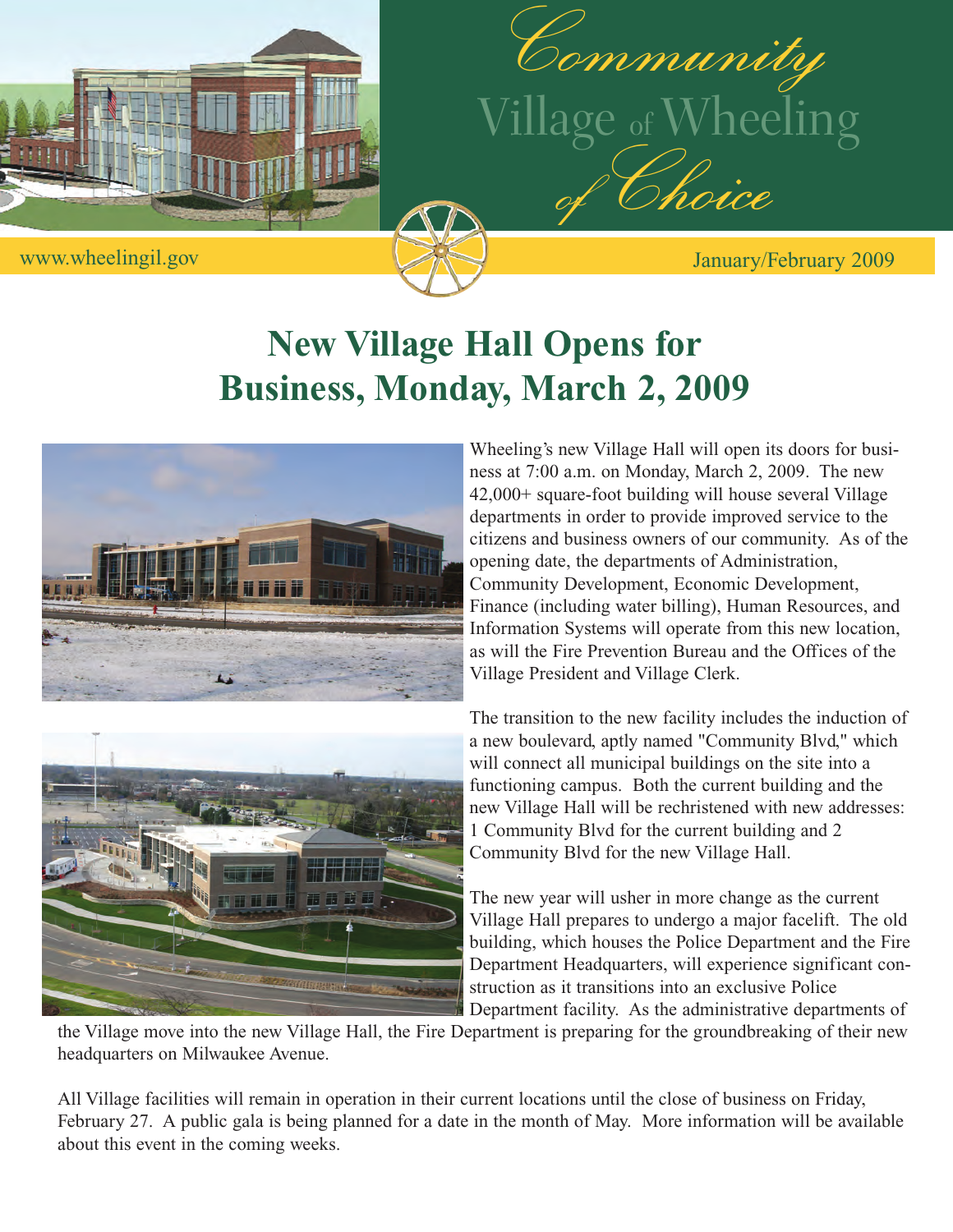# Community Village of Wheeling of Choice

www.wheelingil.gov

January/February 2009

## New Village Hall Opens for Business, Monday, March 2, 2009

Wheeling's new Village Hall will open its doors for business at 7:00 a.m. on Monday, March 2, 2009. The new 42,000+ square-foot building will house several Village departments in order to provide improved service to the citizens and business owners of our community. As of the opening date, the departments of Administration, Community Development, Economic Development, Finance (including water billing), Human Resources, and Information Systems will operate from this new location, as will the Fire Prevention Bureau and the Offices of the Village President and Village Clerk.

The transition to the new facility includes the induction of a new boulevard, aptly named "Community Blvd," which will connect all municipal buildings on the site into a functioning campus. Both the current building and the new Village Hall will be rechristened with new addresses: 1 Community Blvd for the current building and 2 Community Blvd for the new Village Hall.

The new year will usher in more change as the current Village Hall prepares to undergo a major facelift. The old building, which houses the Police Department and the Fire Department Headquarters, will experience significant construction as it transitions into an exclusive Police Department facility. As the administrative departments of the Village move into the new Village Hall, the Fire Department is preparing for the groundbreaking of their new headquarters on Milwaukee Avenue.

All Village facilities will remain in operation in their current locations until the close of business on Friday, February 27. A public gala is being planned for a date in the month of May. More information will be available about this event in the coming weeks.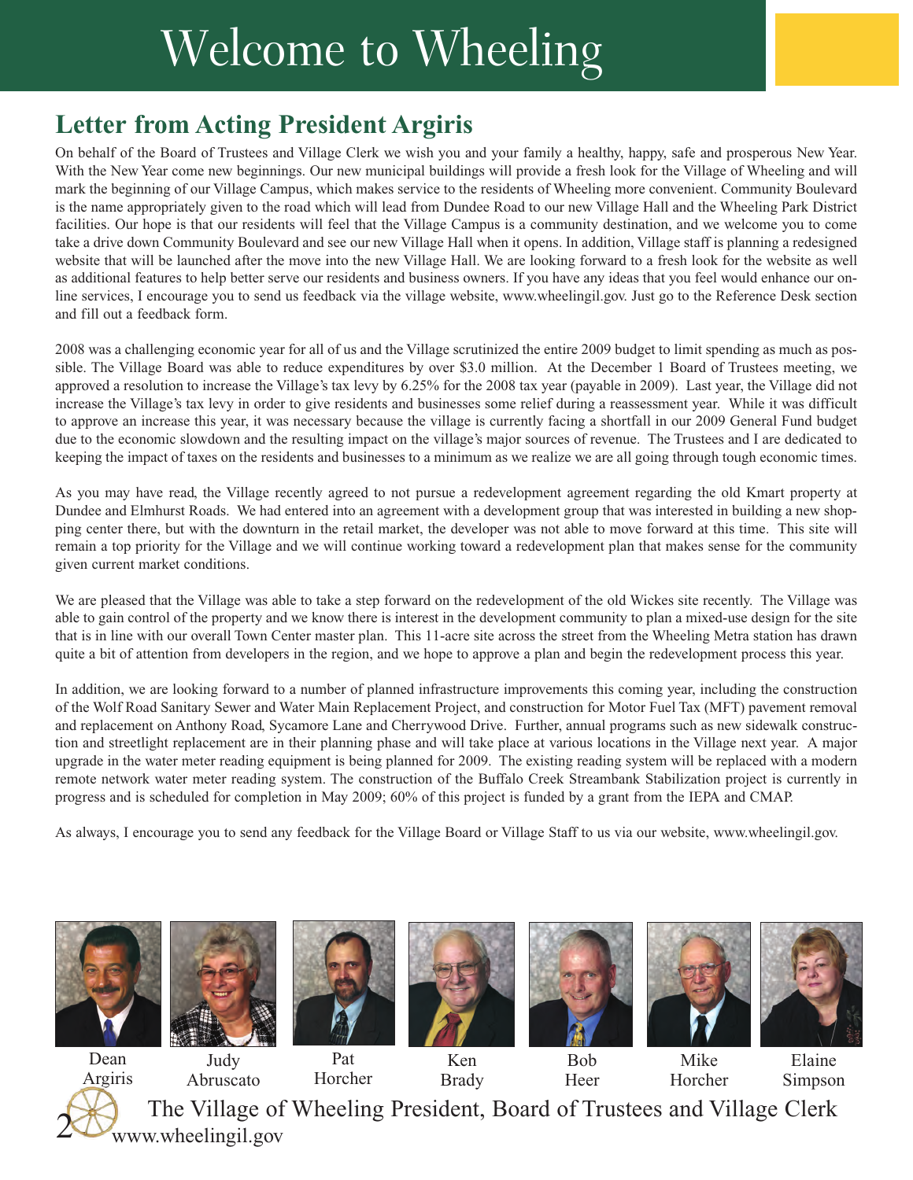# Welcome to Wheeling

## Letter from Acting President Argiris

On behalf of the Board of Trustees and Village Clerk we wish you and your family a healthy, happy, safe and prosperous New Year. With the New Year come new beginnings. Our new municipal buildings will provide a fresh look for the Village of Wheeling and will mark the beginning of our Village Campus, which makes service to the residents of Wheeling more convenient. Community Boulevard is the name appropriately given to the road which will lead from Dundee Road to our new Village Hall and the Wheeling Park District facilities. Our hope is that our residents will feel that the Village Campus is a community destination, and we welcome you to come take a drive down Community Boulevard and see our new Village Hall when it opens. In addition, Village staff is planning a redesigned website that will be launched after the move into the new Village Hall. We are looking forward to a fresh look for the website as well as additional features to help better serve our residents and business owners. If you have any ideas that you feel would enhance our on-line services, I encourage you to send us feedback via the village website, www.wheelingil.gov. Just go to the Reference Desk section and fill out a feedback form.

2008 was a challenging economic year for all of us and the Village scrutinized the entire 2009 budget to limit spending as much as possible. The Village Board was able to reduce expenditures by over $3.0 million. At the December 1 Board of Trustees meeting, we approved a resolution to increase the Village's tax levy by 6.25% for the 2008 tax year (payable in 2009). Last year, the Village did not increase the Village's tax levy in order to give residents and businesses some relief during a reassessment year. While it was difficult to approve an increase this year, it was necessary because the village is currently facing a shortfall in our 2009 General Fund budget due to the economic slowdown and the resulting impact on the village's major sources of revenue. The Trustees and I are dedicated to keeping the impact of taxes on the residents and businesses to a minimum as we realize we are all going through tough economic times.

As you may have read, the Village recently agreed to not pursue a redevelopment agreement regarding the old Kmart property at Dundee and Elmhurst Roads. We had entered into an agreement with a development group that was interested in building a new shopping center there, but with the downturn in the retail market, the developer was not able to move forward at this time. This site will remain a top priority for the Village and we will continue working toward a redevelopment plan that makes sense for the community given current market conditions.

We are pleased that the Village was able to take a step forward on the redevelopment of the old Wickes site recently. The Village was able to gain control of the property and we know there is interest in the development community to plan a mixed-use design for the site that is in line with our overall Town Center master plan. This 11-acre site across the street from the Wheeling Metra station has drawn quite a bit of attention from developers in the region, and we hope to approve a plan and begin the redevelopment process this year.

In addition, we are looking forward to a number of planned infrastructure improvements this coming year, including the construction of the Wolf Road Sanitary Sewer and Water Main Replacement Project, and construction for Motor Fuel Tax (MFT) pavement removal and replacement on Anthony Road, Sycamore Lane and Cherrywood Drive. Further, annual programs such as new sidewalk construction and streetlight replacement are in their planning phase and will take place at various locations in the Village next year. A major upgrade in the water meter reading equipment is being planned for 2009. The existing reading system will be replaced with a modern remote network water meter reading system. The construction of the Buffalo Creek Streambank Stabilization project is currently in progress and is scheduled for completion in May 2009; 60% of this project is funded by a grant from the IEPA and CMAP.

As always, I encourage you to send any feedback for the Village Board or Village Staff to us via our website, www.wheelingil.gov.

Dean Argiris | Judy Abruscato | Pat Horcher | Ken Brady | Bob Heer | Mike Horcher | Elaine Simpson

The Village of Wheeling President, Board of Trustees and Village Clerk

www.wheelingil.gov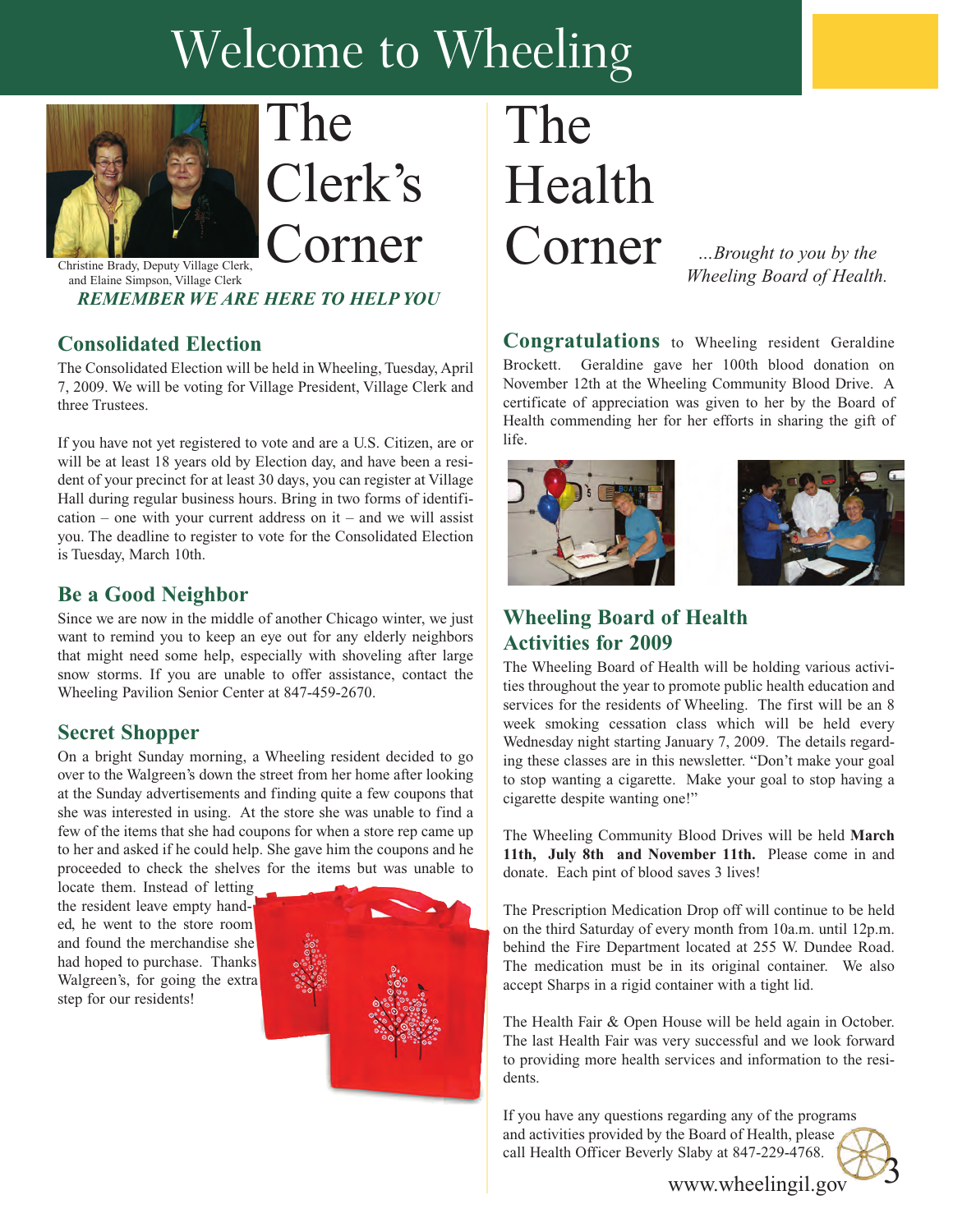# Welcome to Wheeling

## The Clerk's Corner

Christine Brady, Deputy Village Clerk, and Elaine Simpson, Village Clerk

***REMEMBER WE ARE HERE TO HELP YOU***

### Consolidated Election

The Consolidated Election will be held in Wheeling, Tuesday, April 7, 2009. We will be voting for Village President, Village Clerk and three Trustees.

If you have not yet registered to vote and are a U.S. Citizen, are or will be at least 18 years old by Election day, and have been a resident of your precinct for at least 30 days, you can register at Village Hall during regular business hours. Bring in two forms of identification – one with your current address on it – and we will assist you. The deadline to register to vote for the Consolidated Election is Tuesday, March 10th.

### Be a Good Neighbor

Since we are now in the middle of another Chicago winter, we just want to remind you to keep an eye out for any elderly neighbors that might need some help, especially with shoveling after large snow storms. If you are unable to offer assistance, contact the Wheeling Pavilion Senior Center at 847-459-2670.

### Secret Shopper

On a bright Sunday morning, a Wheeling resident decided to go over to the Walgreen's down the street from her home after looking at the Sunday advertisements and finding quite a few coupons that she was interested in using. At the store she was unable to find a few of the items that she had coupons for when a store rep came up to her and asked if he could help. She gave him the coupons and he proceeded to check the shelves for the items but was unable to locate them. Instead of letting the resident leave empty handed, he went to the store room and found the merchandise she had hoped to purchase. Thanks Walgreen's, for going the extra step for our residents!

## The Health Corner

*...Brought to you by the Wheeling Board of Health.*

**Congratulations** to Wheeling resident Geraldine Brockett. Geraldine gave her 100th blood donation on November 12th at the Wheeling Community Blood Drive. A certificate of appreciation was given to her by the Board of Health commending her for her efforts in sharing the gift of life.

### Wheeling Board of Health Activities for 2009

The Wheeling Board of Health will be holding various activities throughout the year to promote public health education and services for the residents of Wheeling. The first will be an 8 week smoking cessation class which will be held every Wednesday night starting January 7, 2009. The details regarding these classes are in this newsletter. "Don't make your goal to stop wanting a cigarette. Make your goal to stop having a cigarette despite wanting one!"

The Wheeling Community Blood Drives will be held **March 11th, July 8th and November 11th.** Please come in and donate. Each pint of blood saves 3 lives!

The Prescription Medication Drop off will continue to be held on the third Saturday of every month from 10a.m. until 12p.m. behind the Fire Department located at 255 W. Dundee Road. The medication must be in its original container. We also accept Sharps in a rigid container with a tight lid.

The Health Fair & Open House will be held again in October. The last Health Fair was very successful and we look forward to providing more health services and information to the residents.

If you have any questions regarding any of the programs and activities provided by the Board of Health, please call Health Officer Beverly Slaby at 847-229-4768.

www.wheelingil.gov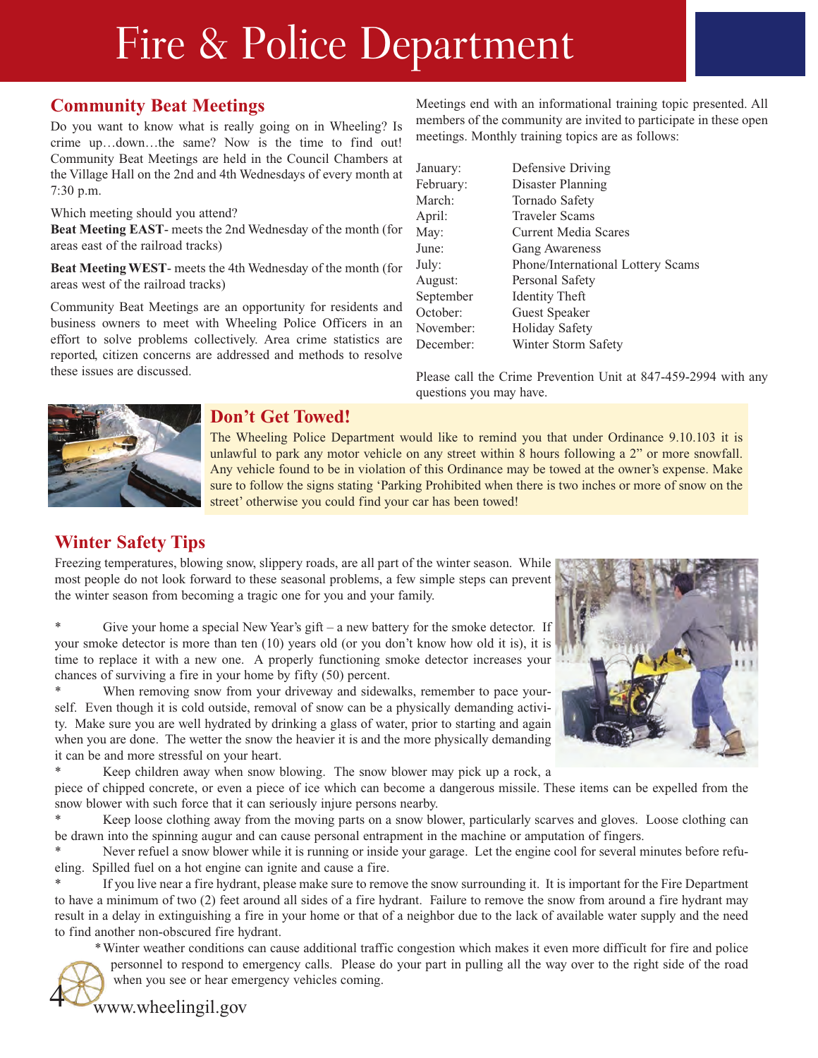# Fire & Police Department

## Community Beat Meetings

Do you want to know what is really going on in Wheeling? Is crime up…down…the same? Now is the time to find out! Community Beat Meetings are held in the Council Chambers at the Village Hall on the 2nd and 4th Wednesdays of every month at 7:30 p.m.

Which meeting should you attend?
**Beat Meeting EAST**- meets the 2nd Wednesday of the month (for areas east of the railroad tracks)

**Beat Meeting WEST**- meets the 4th Wednesday of the month (for areas west of the railroad tracks)

Community Beat Meetings are an opportunity for residents and business owners to meet with Wheeling Police Officers in an effort to solve problems collectively. Area crime statistics are reported, citizen concerns are addressed and methods to resolve these issues are discussed.

Meetings end with an informational training topic presented. All members of the community are invited to participate in these open meetings. Monthly training topics are as follows:

| | |
|---|---|
| January: | Defensive Driving |
| February: | Disaster Planning |
| March: | Tornado Safety |
| April: | Traveler Scams |
| May: | Current Media Scares |
| June: | Gang Awareness |
| July: | Phone/International Lottery Scams |
| August: | Personal Safety |
| September | Identity Theft |
| October: | Guest Speaker |
| November: | Holiday Safety |
| December: | Winter Storm Safety |

Please call the Crime Prevention Unit at 847-459-2994 with any questions you may have.

## Don't Get Towed!

The Wheeling Police Department would like to remind you that under Ordinance 9.10.103 it is unlawful to park any motor vehicle on any street within 8 hours following a 2" or more snowfall. Any vehicle found to be in violation of this Ordinance may be towed at the owner's expense. Make sure to follow the signs stating 'Parking Prohibited when there is two inches or more of snow on the street' otherwise you could find your car has been towed!

## Winter Safety Tips

Freezing temperatures, blowing snow, slippery roads, are all part of the winter season. While most people do not look forward to these seasonal problems, a few simple steps can prevent the winter season from becoming a tragic one for you and your family.

* Give your home a special New Year's gift – a new battery for the smoke detector. If your smoke detector is more than ten (10) years old (or you don't know how old it is), it is time to replace it with a new one. A properly functioning smoke detector increases your chances of surviving a fire in your home by fifty (50) percent.
* When removing snow from your driveway and sidewalks, remember to pace yourself. Even though it is cold outside, removal of snow can be a physically demanding activity. Make sure you are well hydrated by drinking a glass of water, prior to starting and again when you are done. The wetter the snow the heavier it is and the more physically demanding it can be and more stressful on your heart.
* Keep children away when snow blowing. The snow blower may pick up a rock, a piece of chipped concrete, or even a piece of ice which can become a dangerous missile. These items can be expelled from the snow blower with such force that it can seriously injure persons nearby.
* Keep loose clothing away from the moving parts on a snow blower, particularly scarves and gloves. Loose clothing can be drawn into the spinning augur and can cause personal entrapment in the machine or amputation of fingers.
* Never refuel a snow blower while it is running or inside your garage. Let the engine cool for several minutes before refueling. Spilled fuel on a hot engine can ignite and cause a fire.
* If you live near a fire hydrant, please make sure to remove the snow surrounding it. It is important for the Fire Department to have a minimum of two (2) feet around all sides of a fire hydrant. Failure to remove the snow from around a fire hydrant may result in a delay in extinguishing a fire in your home or that of a neighbor due to the lack of available water supply and the need to find another non-obscured fire hydrant.
* Winter weather conditions can cause additional traffic congestion which makes it even more difficult for fire and police personnel to respond to emergency calls. Please do your part in pulling all the way over to the right side of the road when you see or hear emergency vehicles coming.

www.wheelingil.gov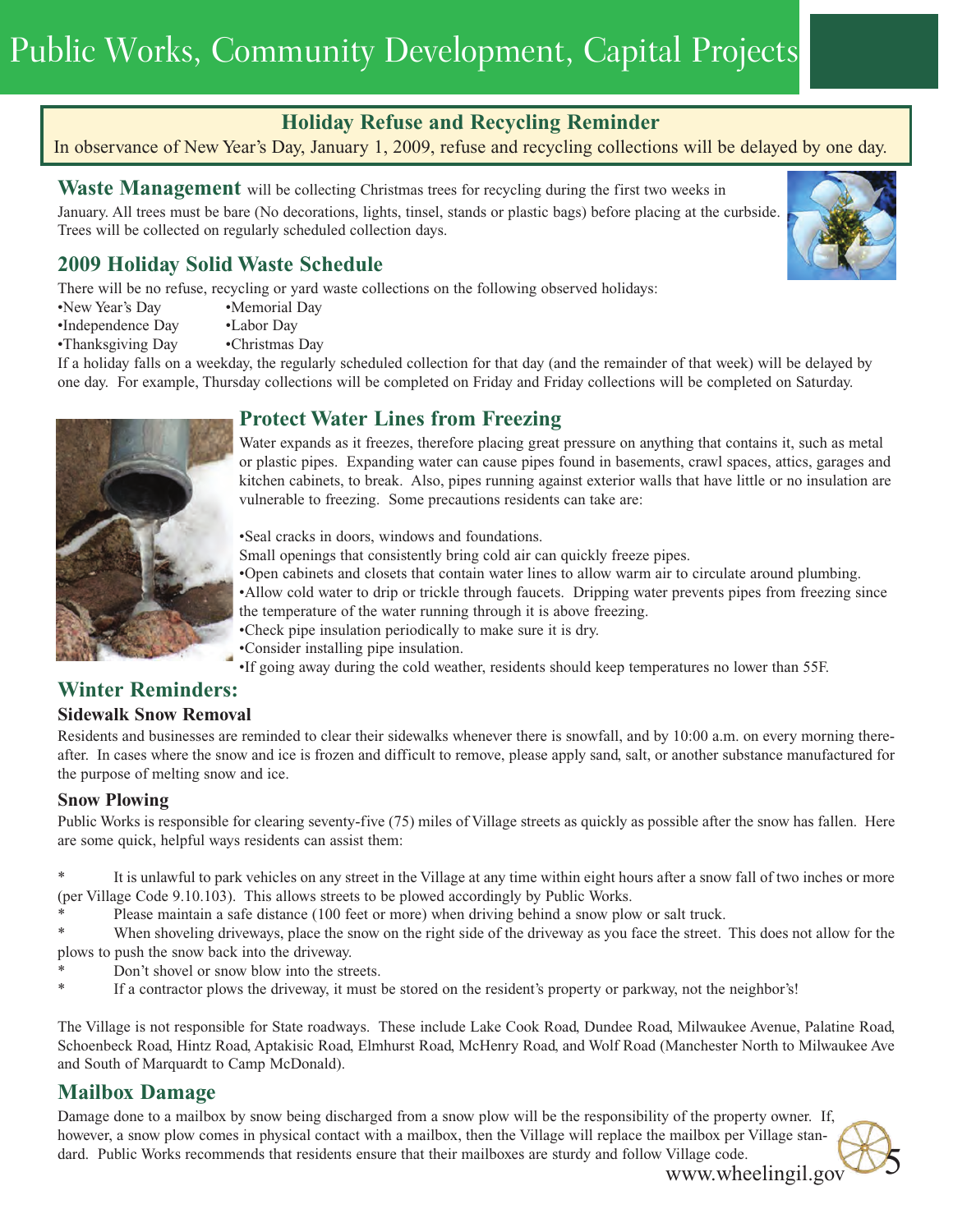# Public Works, Community Development, Capital Projects

## Holiday Refuse and Recycling Reminder

In observance of New Year's Day, January 1, 2009, refuse and recycling collections will be delayed by one day.

**Waste Management** will be collecting Christmas trees for recycling during the first two weeks in January. All trees must be bare (No decorations, lights, tinsel, stands or plastic bags) before placing at the curbside. Trees will be collected on regularly scheduled collection days.

## 2009 Holiday Solid Waste Schedule

There will be no refuse, recycling or yard waste collections on the following observed holidays:

- New Year's Day
- Memorial Day
- Independence Day
- Labor Day
- Thanksgiving Day
- Christmas Day

If a holiday falls on a weekday, the regularly scheduled collection for that day (and the remainder of that week) will be delayed by one day. For example, Thursday collections will be completed on Friday and Friday collections will be completed on Saturday.

## Protect Water Lines from Freezing

Water expands as it freezes, therefore placing great pressure on anything that contains it, such as metal or plastic pipes. Expanding water can cause pipes found in basements, crawl spaces, attics, garages and kitchen cabinets, to break. Also, pipes running against exterior walls that have little or no insulation are vulnerable to freezing. Some precautions residents can take are:

- Seal cracks in doors, windows and foundations.
  Small openings that consistently bring cold air can quickly freeze pipes.
- Open cabinets and closets that contain water lines to allow warm air to circulate around plumbing.
- Allow cold water to drip or trickle through faucets. Dripping water prevents pipes from freezing since the temperature of the water running through it is above freezing.
- Check pipe insulation periodically to make sure it is dry.
- Consider installing pipe insulation.
- If going away during the cold weather, residents should keep temperatures no lower than 55F.

## Winter Reminders:

### Sidewalk Snow Removal

Residents and businesses are reminded to clear their sidewalks whenever there is snowfall, and by 10:00 a.m. on every morning thereafter. In cases where the snow and ice is frozen and difficult to remove, please apply sand, salt, or another substance manufactured for the purpose of melting snow and ice.

### Snow Plowing

Public Works is responsible for clearing seventy-five (75) miles of Village streets as quickly as possible after the snow has fallen. Here are some quick, helpful ways residents can assist them:

- It is unlawful to park vehicles on any street in the Village at any time within eight hours after a snow fall of two inches or more (per Village Code 9.10.103). This allows streets to be plowed accordingly by Public Works.
- Please maintain a safe distance (100 feet or more) when driving behind a snow plow or salt truck.
- When shoveling driveways, place the snow on the right side of the driveway as you face the street. This does not allow for the plows to push the snow back into the driveway.
- Don't shovel or snow blow into the streets.
- If a contractor plows the driveway, it must be stored on the resident's property or parkway, not the neighbor's!

The Village is not responsible for State roadways. These include Lake Cook Road, Dundee Road, Milwaukee Avenue, Palatine Road, Schoenbeck Road, Hintz Road, Aptakisic Road, Elmhurst Road, McHenry Road, and Wolf Road (Manchester North to Milwaukee Ave and South of Marquardt to Camp McDonald).

## Mailbox Damage

Damage done to a mailbox by snow being discharged from a snow plow will be the responsibility of the property owner. If, however, a snow plow comes in physical contact with a mailbox, then the Village will replace the mailbox per Village standard. Public Works recommends that residents ensure that their mailboxes are sturdy and follow Village code.

www.wheelingil.gov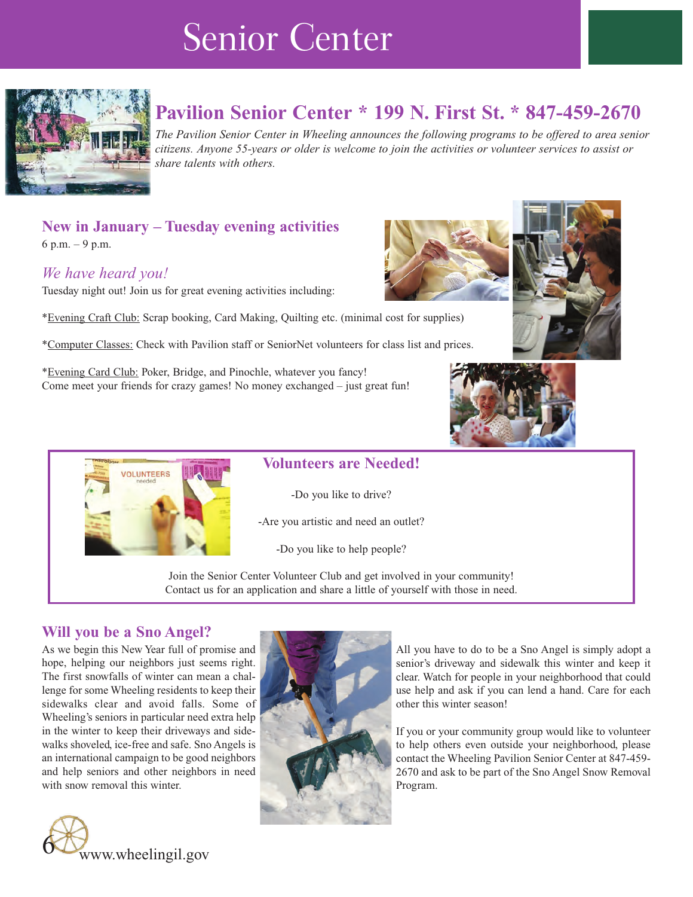# Senior Center

## Pavilion Senior Center * 199 N. First St. * 847-459-2670

*The Pavilion Senior Center in Wheeling announces the following programs to be offered to area senior citizens. Anyone 55-years or older is welcome to join the activities or volunteer services to assist or share talents with others.*

### New in January – Tuesday evening activities

6 p.m. – 9 p.m.

*We have heard you!*

Tuesday night out! Join us for great evening activities including:

*Evening Craft Club: Scrap booking, Card Making, Quilting etc. (minimal cost for supplies)

*Computer Classes: Check with Pavilion staff or SeniorNet volunteers for class list and prices.

*Evening Card Club: Poker, Bridge, and Pinochle, whatever you fancy!
Come meet your friends for crazy games! No money exchanged – just great fun!

### Volunteers are Needed!

-Do you like to drive?

-Are you artistic and need an outlet?

-Do you like to help people?

Join the Senior Center Volunteer Club and get involved in your community!
Contact us for an application and share a little of yourself with those in need.

### Will you be a Sno Angel?

As we begin this New Year full of promise and hope, helping our neighbors just seems right. The first snowfalls of winter can mean a challenge for some Wheeling residents to keep their sidewalks clear and avoid falls. Some of Wheeling's seniors in particular need extra help in the winter to keep their driveways and sidewalks shoveled, ice-free and safe. Sno Angels is an international campaign to be good neighbors and help seniors and other neighbors in need with snow removal this winter.

All you have to do to be a Sno Angel is simply adopt a senior's driveway and sidewalk this winter and keep it clear. Watch for people in your neighborhood that could use help and ask if you can lend a hand. Care for each other this winter season!

If you or your community group would like to volunteer to help others even outside your neighborhood, please contact the Wheeling Pavilion Senior Center at 847-459-2670 and ask to be part of the Sno Angel Snow Removal Program.

www.wheelingil.gov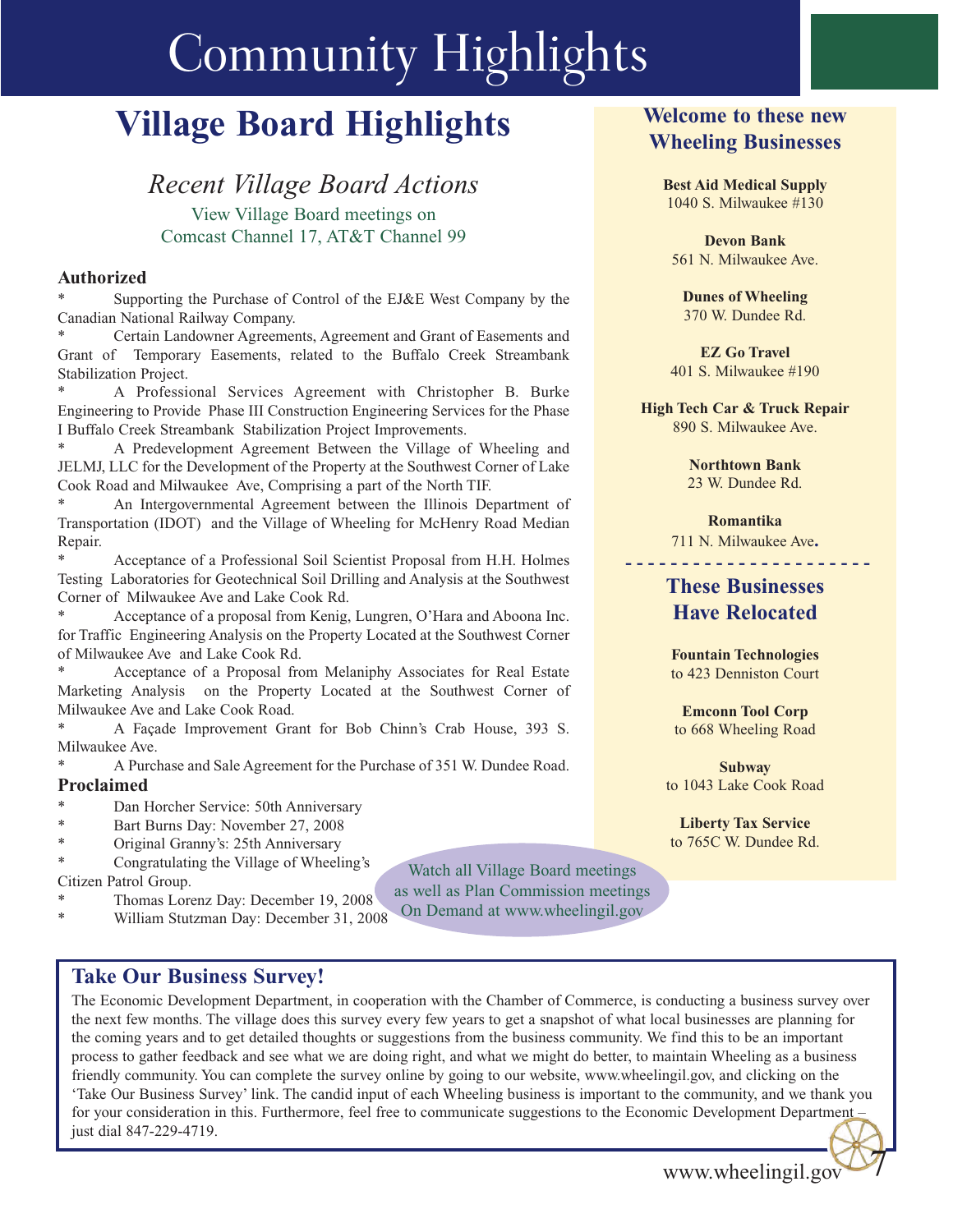# Community Highlights

## Village Board Highlights

### *Recent Village Board Actions*

View Village Board meetings on
Comcast Channel 17, AT&T Channel 99

**Authorized**

* Supporting the Purchase of Control of the EJ&E West Company by the Canadian National Railway Company.
* Certain Landowner Agreements, Agreement and Grant of Easements and Grant of Temporary Easements, related to the Buffalo Creek Streambank Stabilization Project.
* A Professional Services Agreement with Christopher B. Burke Engineering to Provide Phase III Construction Engineering Services for the Phase I Buffalo Creek Streambank Stabilization Project Improvements.
* A Predevelopment Agreement Between the Village of Wheeling and JELMJ, LLC for the Development of the Property at the Southwest Corner of Lake Cook Road and Milwaukee Ave, Comprising a part of the North TIF.
* An Intergovernmental Agreement between the Illinois Department of Transportation (IDOT) and the Village of Wheeling for McHenry Road Median Repair.
* Acceptance of a Professional Soil Scientist Proposal from H.H. Holmes Testing Laboratories for Geotechnical Soil Drilling and Analysis at the Southwest Corner of Milwaukee Ave and Lake Cook Rd.
* Acceptance of a proposal from Kenig, Lungren, O'Hara and Aboona Inc. for Traffic Engineering Analysis on the Property Located at the Southwest Corner of Milwaukee Ave and Lake Cook Rd.
* Acceptance of a Proposal from Melaniphy Associates for Real Estate Marketing Analysis on the Property Located at the Southwest Corner of Milwaukee Ave and Lake Cook Road.
* A Façade Improvement Grant for Bob Chinn's Crab House, 393 S. Milwaukee Ave.
* A Purchase and Sale Agreement for the Purchase of 351 W. Dundee Road.

**Proclaimed**

* Dan Horcher Service: 50th Anniversary
* Bart Burns Day: November 27, 2008
* Original Granny's: 25th Anniversary
* Congratulating the Village of Wheeling's Citizen Patrol Group.
* Thomas Lorenz Day: December 19, 2008
* William Stutzman Day: December 31, 2008

Watch all Village Board meetings as well as Plan Commission meetings On Demand at www.wheelingil.gov

## Welcome to these new Wheeling Businesses

**Best Aid Medical Supply**
1040 S. Milwaukee #130

**Devon Bank**
561 N. Milwaukee Ave.

**Dunes of Wheeling**
370 W. Dundee Rd.

**EZ Go Travel**
401 S. Milwaukee #190

**High Tech Car & Truck Repair**
890 S. Milwaukee Ave.

**Northtown Bank**
23 W. Dundee Rd.

**Romantika**
711 N. Milwaukee Ave.

## These Businesses Have Relocated

**Fountain Technologies**
to 423 Denniston Court

**Emconn Tool Corp**
to 668 Wheeling Road

**Subway**
to 1043 Lake Cook Road

**Liberty Tax Service**
to 765C W. Dundee Rd.

## Take Our Business Survey!

The Economic Development Department, in cooperation with the Chamber of Commerce, is conducting a business survey over the next few months. The village does this survey every few years to get a snapshot of what local businesses are planning for the coming years and to get detailed thoughts or suggestions from the business community. We find this to be an important process to gather feedback and see what we are doing right, and what we might do better, to maintain Wheeling as a business friendly community. You can complete the survey online by going to our website, www.wheelingil.gov, and clicking on the 'Take Our Business Survey' link. The candid input of each Wheeling business is important to the community, and we thank you for your consideration in this. Furthermore, feel free to communicate suggestions to the Economic Development Department – just dial 847-229-4719.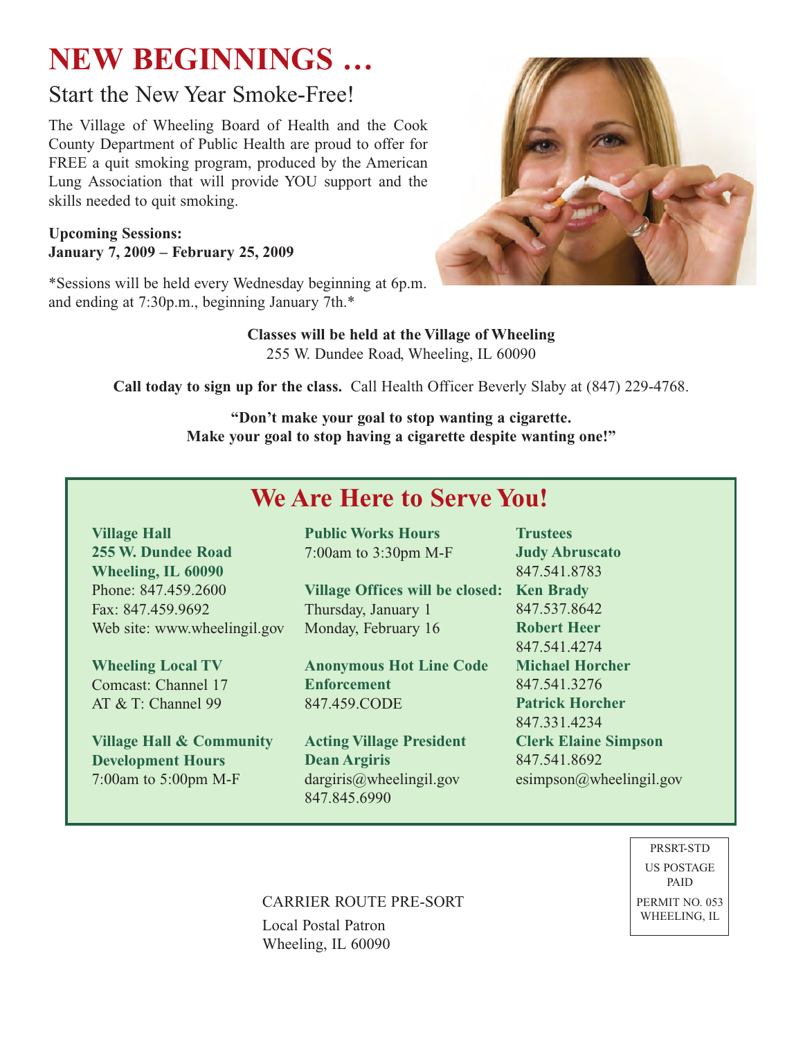# NEW BEGINNINGS …

## Start the New Year Smoke-Free!

The Village of Wheeling Board of Health and the Cook County Department of Public Health are proud to offer for FREE a quit smoking program, produced by the American Lung Association that will provide YOU support and the skills needed to quit smoking.

**Upcoming Sessions:**
**January 7, 2009 – February 25, 2009**

*Sessions will be held every Wednesday beginning at 6p.m. and ending at 7:30p.m., beginning January 7th.*

**Classes will be held at the Village of Wheeling**
255 W. Dundee Road, Wheeling, IL 60090

**Call today to sign up for the class.** Call Health Officer Beverly Slaby at (847) 229-4768.

**"Don't make your goal to stop wanting a cigarette. Make your goal to stop having a cigarette despite wanting one!"**

## We Are Here to Serve You!

**Village Hall**
**255 W. Dundee Road**
**Wheeling, IL 60090**
Phone: 847.459.2600
Fax: 847.459.9692
Web site: www.wheelingil.gov

**Wheeling Local TV**
Comcast: Channel 17
AT & T: Channel 99

**Village Hall & Community Development Hours**
7:00am to 5:00pm M-F

**Public Works Hours**
7:00am to 3:30pm M-F

**Village Offices will be closed:**
Thursday, January 1
Monday, February 16

**Anonymous Hot Line Code Enforcement**
847.459.CODE

**Acting Village President**
**Dean Argiris**
dargiris@wheelingil.gov
847.845.6990

**Trustees**

**Judy Abruscato**
847.541.8783

**Ken Brady**
847.537.8642

**Robert Heer**
847.541.4274

**Michael Horcher**
847.541.3276

**Patrick Horcher**
847.331.4234

**Clerk Elaine Simpson**
847.541.8692
esimpson@wheelingil.gov

PRSRT-STD
US POSTAGE
PAID
PERMIT NO. 053
WHEELING, IL

CARRIER ROUTE PRE-SORT

Local Postal Patron
Wheeling, IL 60090